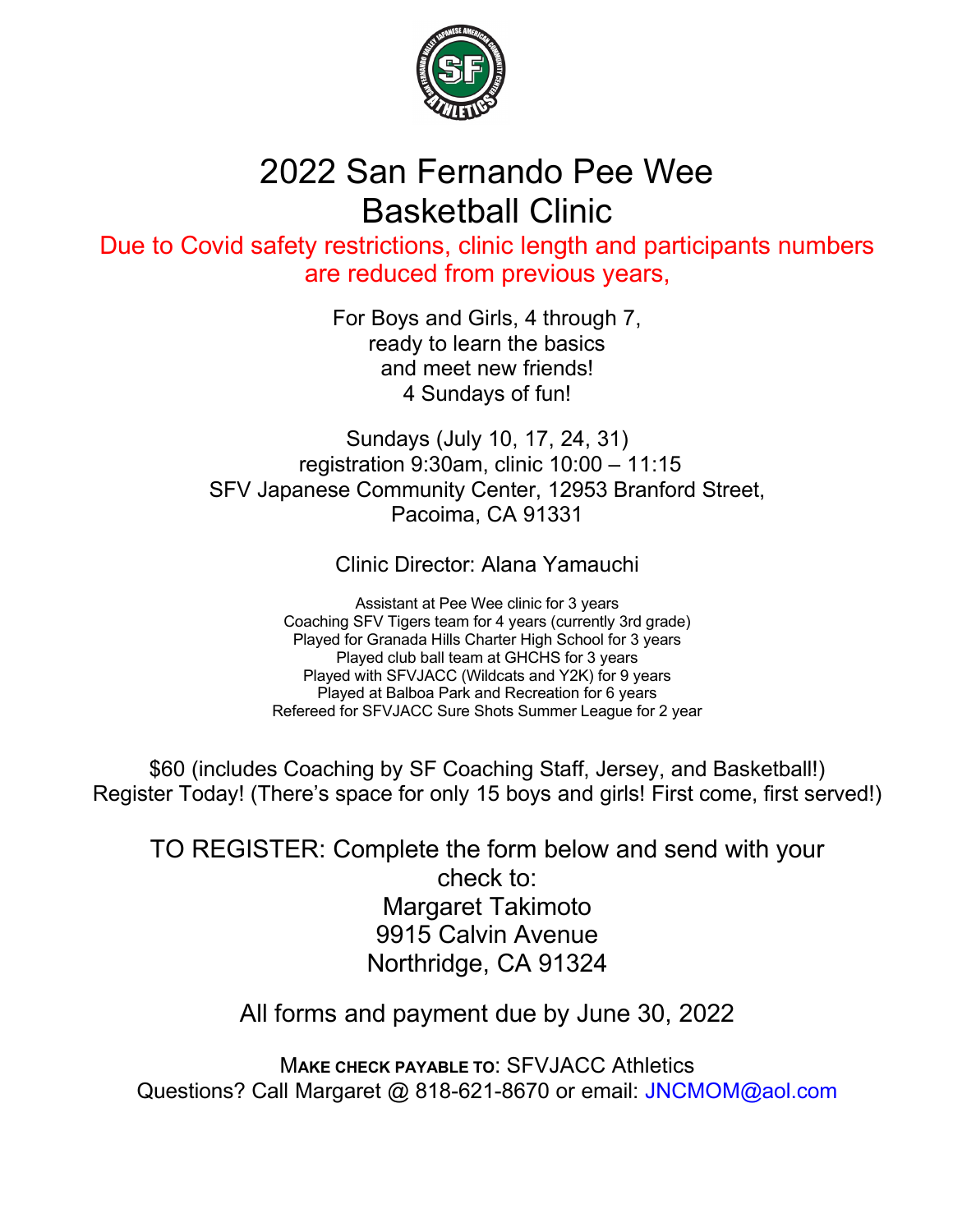# 2022 San Fernando Pee Wee Basketball Clinic

Due to Covid safety restrictions, clinic length and participants numbers are reduced from previous years,

For Boys and Girls, 4 through 7,
ready to learn the basics
and meet new friends!
4 Sundays of fun!

Sundays (July 10, 17, 24, 31)
registration 9:30am, clinic 10:00 – 11:15
SFV Japanese Community Center, 12953 Branford Street,
Pacoima, CA 91331

Clinic Director: Alana Yamauchi

Assistant at Pee Wee clinic for 3 years
Coaching SFV Tigers team for 4 years (currently 3rd grade)
Played for Granada Hills Charter High School for 3 years
Played club ball team at GHCHS for 3 years
Played with SFVJACC (Wildcats and Y2K) for 9 years
Played at Balboa Park and Recreation for 6 years
Refereed for SFVJACC Sure Shots Summer League for 2 year

$60 (includes Coaching by SF Coaching Staff, Jersey, and Basketball!)
Register Today! (There's space for only 15 boys and girls! First come, first served!)

TO REGISTER: Complete the form below and send with your check to:
Margaret Takimoto
9915 Calvin Avenue
Northridge, CA 91324

All forms and payment due by June 30, 2022

MAKE CHECK PAYABLE TO: SFVJACC Athletics
Questions? Call Margaret @ 818-621-8670 or email: JNCMOM@aol.com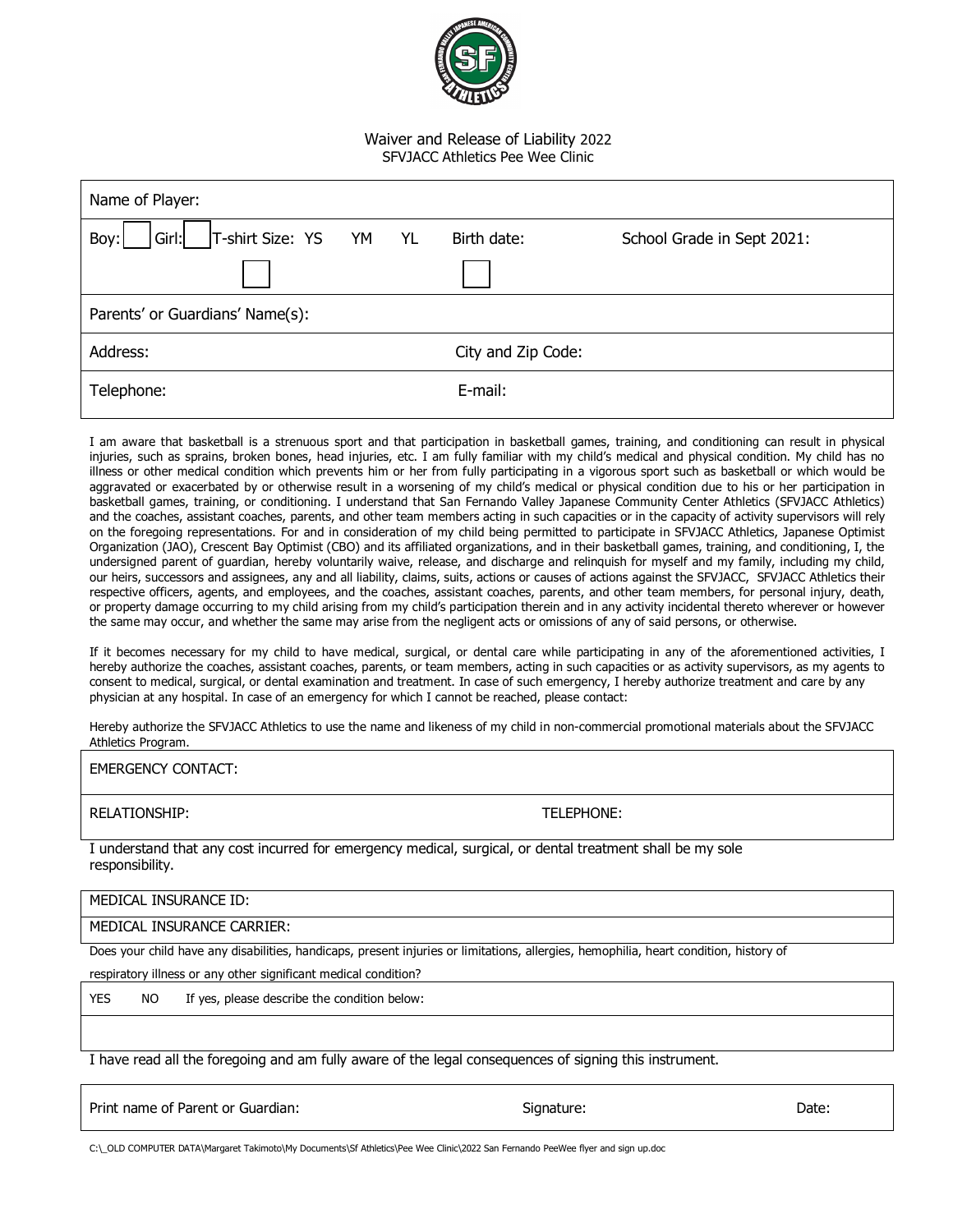Waiver and Release of Liability 2022
SFVJACC Athletics Pee Wee Clinic

| Name of Player: | | |
|---|---|---|
| Boy: ☐ Girl: ☐ T-shirt Size: YS YM YL | Birth date: | School Grade in Sept 2021: |
| Parents' or Guardians' Name(s): | | |
| Address: | City and Zip Code: | |
| Telephone: | E-mail: | |

I am aware that basketball is a strenuous sport and that participation in basketball games, training, and conditioning can result in physical injuries, such as sprains, broken bones, head injuries, etc. I am fully familiar with my child's medical and physical condition. My child has no illness or other medical condition which prevents him or her from fully participating in a vigorous sport such as basketball or which would be aggravated or exacerbated by or otherwise result in a worsening of my child's medical or physical condition due to his or her participation in basketball games, training, or conditioning. I understand that San Fernando Valley Japanese Community Center Athletics (SFVJACC Athletics) and the coaches, assistant coaches, parents, and other team members acting in such capacities or in the capacity of activity supervisors will rely on the foregoing representations. For and in consideration of my child being permitted to participate in SFVJACC Athletics, Japanese Optimist Organization (JAO), Crescent Bay Optimist (CBO) and its affiliated organizations, and in their basketball games, training, and conditioning, I, the undersigned parent of guardian, hereby voluntarily waive, release, and discharge and relinquish for myself and my family, including my child, our heirs, successors and assignees, any and all liability, claims, suits, actions or causes of actions against the SFVJACC, SFVJACC Athletics their respective officers, agents, and employees, and the coaches, assistant coaches, parents, and other team members, for personal injury, death, or property damage occurring to my child arising from my child's participation therein and in any activity incidental thereto wherever or however the same may occur, and whether the same may arise from the negligent acts or omissions of any of said persons, or otherwise.

If it becomes necessary for my child to have medical, surgical, or dental care while participating in any of the aforementioned activities, I hereby authorize the coaches, assistant coaches, parents, or team members, acting in such capacities or as activity supervisors, as my agents to consent to medical, surgical, or dental examination and treatment. In case of such emergency, I hereby authorize treatment and care by any physician at any hospital. In case of an emergency for which I cannot be reached, please contact:

Hereby authorize the SFVJACC Athletics to use the name and likeness of my child in non-commercial promotional materials about the SFVJACC Athletics Program.

| EMERGENCY CONTACT: | |
|---|---|
| RELATIONSHIP: | TELEPHONE: |

I understand that any cost incurred for emergency medical, surgical, or dental treatment shall be my sole responsibility.

| MEDICAL INSURANCE ID: |
|---|
| MEDICAL INSURANCE CARRIER: |

Does your child have any disabilities, handicaps, present injuries or limitations, allergies, hemophilia, heart condition, history of respiratory illness or any other significant medical condition?

| YES NO If yes, please describe the condition below: |
|---|
| |

I have read all the foregoing and am fully aware of the legal consequences of signing this instrument.

| Print name of Parent or Guardian: | Signature: | Date: |
|---|---|---|

C:\_OLD COMPUTER DATA\Margaret Takimoto\My Documents\Sf Athletics\Pee Wee Clinic\2022 San Fernando PeeWee flyer and sign up.doc